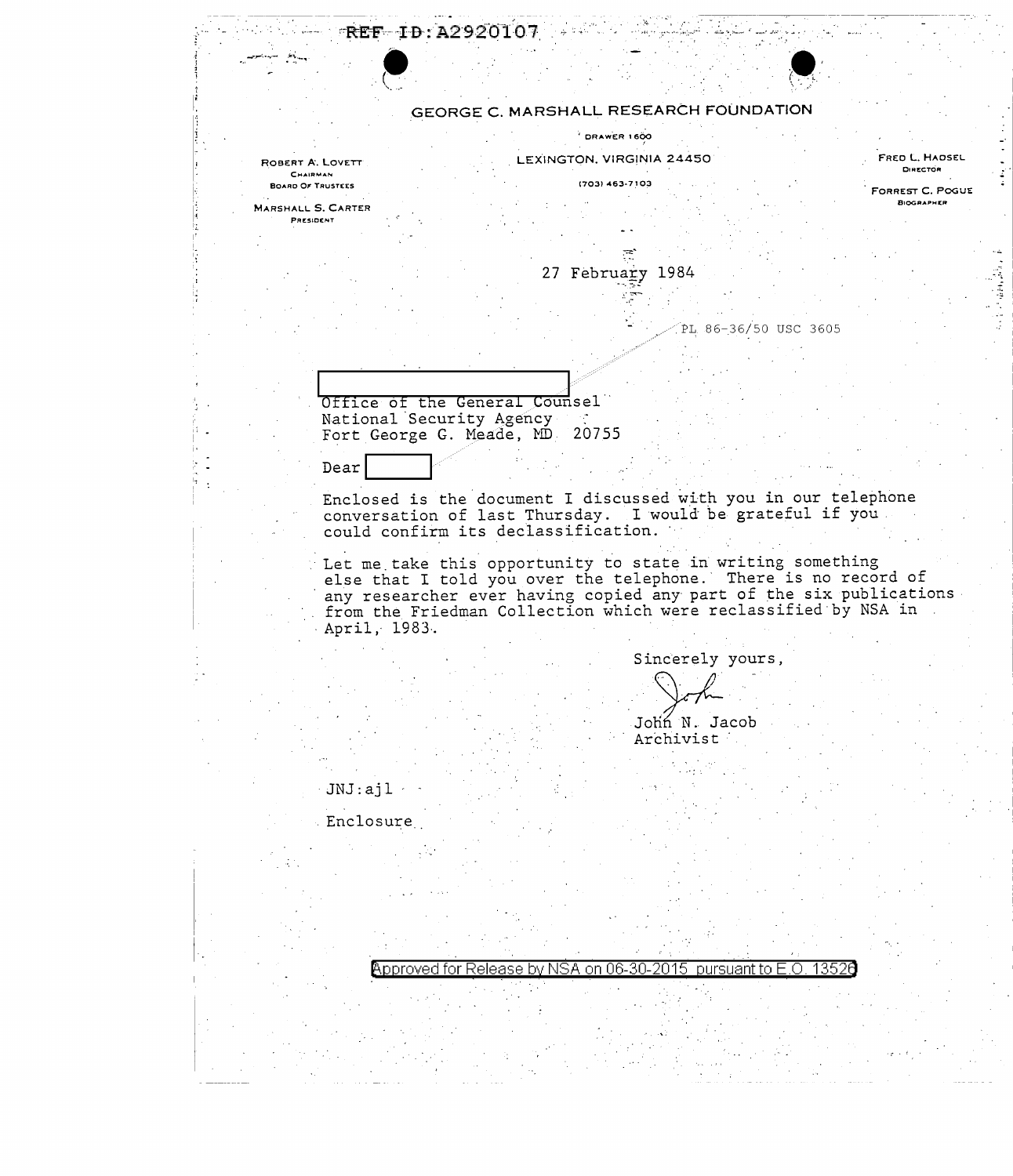REF ID:A2920107

# GEORGE C. MARSHALL RESEARCH FOUNDATION

DRAWER 1600

LEXINGTON, VIRGINIA 24450

(703) 463-7103

ROBERT A. LOVETT
CHAIRMAN
BOARD OF TRUSTEES

MARSHALL S. CARTER
PRESIDENT

FRED L. HADSEL
DIRECTOR

FORREST C. POGUE
BIOGRAPHER

27 February 1984

PL 86-36/50 USC 3605

[REDACTED]
Office of the General Counsel
National Security Agency
Fort George G. Meade, MD 20755

Dear [REDACTED]

Enclosed is the document I discussed with you in our telephone conversation of last Thursday. I would be grateful if you could confirm its declassification.

Let me take this opportunity to state in writing something else that I told you over the telephone. There is no record of any researcher ever having copied any part of the six publications from the Friedman Collection which were reclassified by NSA in April, 1983.

Sincerely yours,

John

John N. Jacob
Archivist

JNJ:ajl

Enclosure

Approved for Release by NSA on 06-30-2015 pursuant to E.O. 13526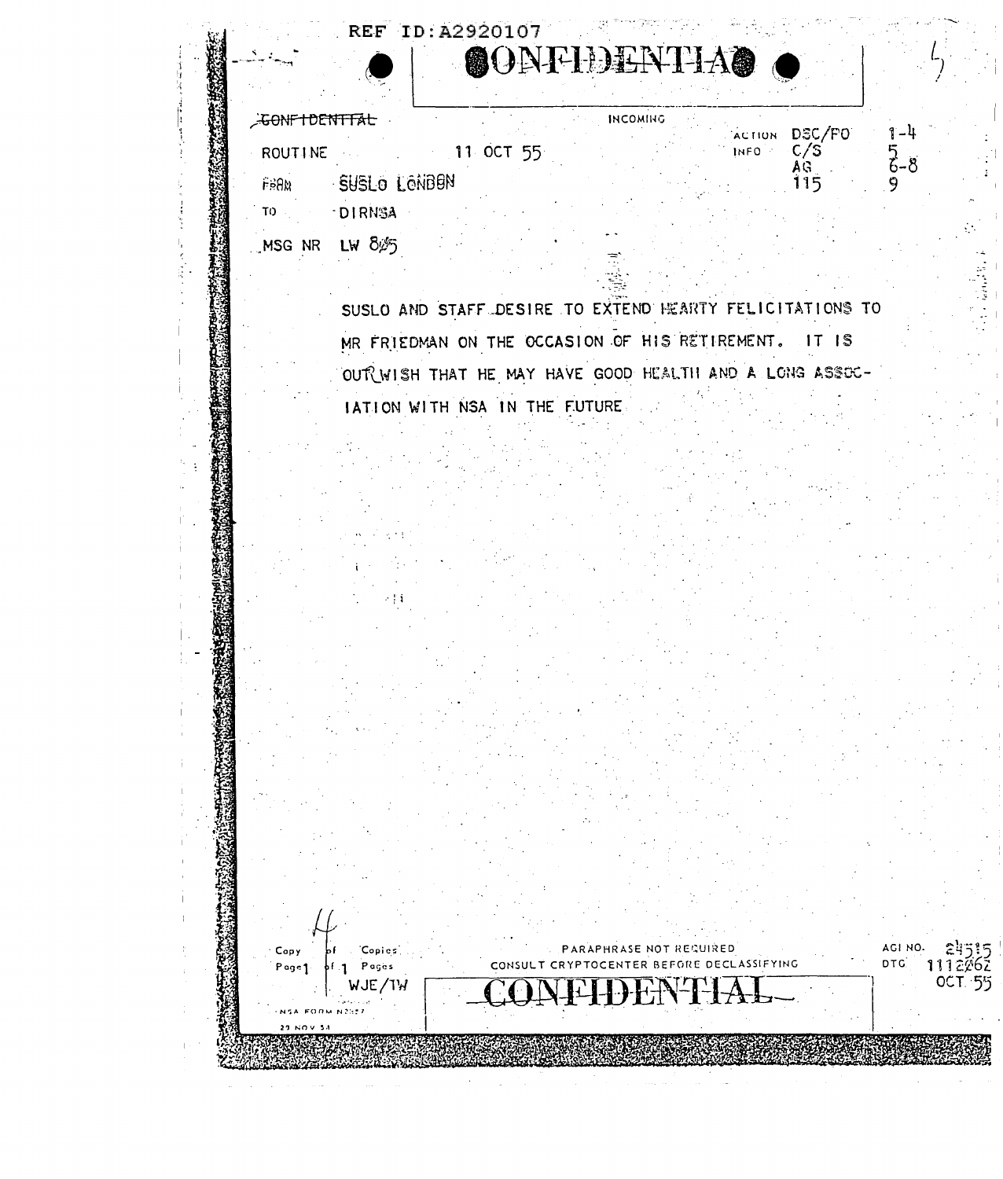REF ID:A2920107

CONFIDENTIAL

~~CONFIDENTIAL~~

INCOMING

| | | |
|---|---|---|
| ACTION | DSC/PO | 1-4 |
| INFO | C/S | 5 |
| | AG | 6-8 |
| | 115 | 9 |

ROUTINE 11 OCT 55

FROM SUSLO LONDON

TO DIRNSA

MSG NR LW 805

SUSLO AND STAFF DESIRE TO EXTEND HEARTY FELICITATIONS TO MR FRIEDMAN ON THE OCCASION OF HIS RETIREMENT. IT IS OUR WISH THAT HE MAY HAVE GOOD HEALTH AND A LONG ASSOCIATION WITH NSA IN THE FUTURE

Copy 4 of Copies
Page 1 of 1 Pages
WJE/TW

PARAPHRASE NOT REQUIRED
CONSULT CRYPTOCENTER BEFORE DECLASSIFYING

AGI NO. 24515
DTG 111206Z OCT 55

NSA FORM N2027
23 NOV 54

CONFIDENTIAL